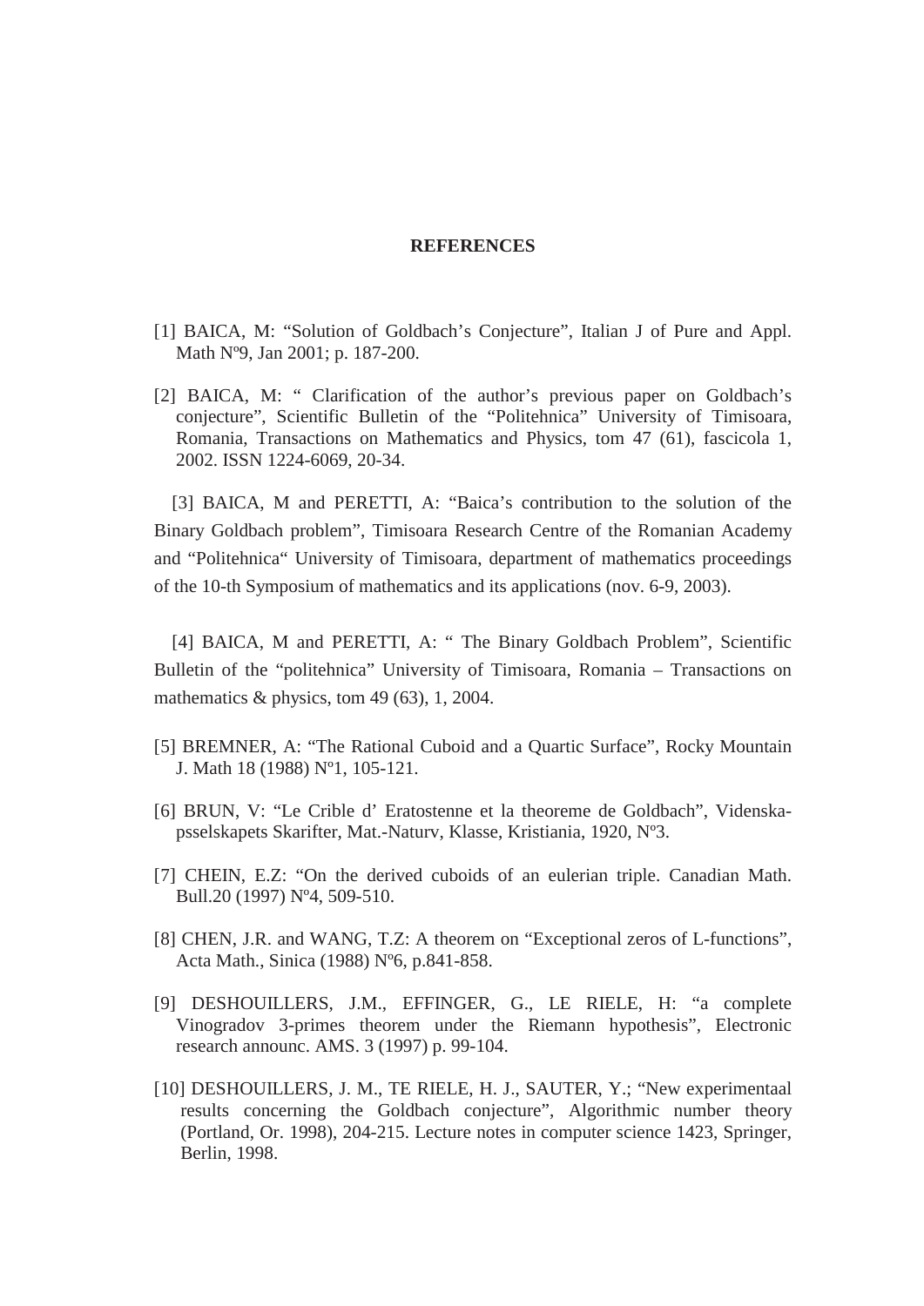# REFERENCES

[1] BAICA, M: "Solution of Goldbach's Conjecture", Italian J of Pure and Appl. Math Nº9, Jan 2001; p. 187-200.

[2] BAICA, M: " Clarification of the author's previous paper on Goldbach's conjecture", Scientific Bulletin of the "Politehnica" University of Timisoara, Romania, Transactions on Mathematics and Physics, tom 47 (61), fascicola 1, 2002. ISSN 1224-6069, 20-34.

[3] BAICA, M and PERETTI, A: "Baica's contribution to the solution of the Binary Goldbach problem", Timisoara Research Centre of the Romanian Academy and "Politehnica" University of Timisoara, department of mathematics proceedings of the 10-th Symposium of mathematics and its applications (nov. 6-9, 2003).

[4] BAICA, M and PERETTI, A: " The Binary Goldbach Problem", Scientific Bulletin of the "politehnica" University of Timisoara, Romania – Transactions on mathematics & physics, tom 49 (63), 1, 2004.

[5] BREMNER, A: "The Rational Cuboid and a Quartic Surface", Rocky Mountain J. Math 18 (1988) Nº1, 105-121.

[6] BRUN, V: "Le Crible d' Eratostenne et la theoreme de Goldbach", Videnska-psselskapets Skarifter, Mat.-Naturv, Klasse, Kristiania, 1920, Nº3.

[7] CHEIN, E.Z: "On the derived cuboids of an eulerian triple. Canadian Math. Bull.20 (1997) Nº4, 509-510.

[8] CHEN, J.R. and WANG, T.Z: A theorem on "Exceptional zeros of L-functions", Acta Math., Sinica (1988) Nº6, p.841-858.

[9] DESHOUILLERS, J.M., EFFINGER, G., LE RIELE, H: "a complete Vinogradov 3-primes theorem under the Riemann hypothesis", Electronic research announc. AMS. 3 (1997) p. 99-104.

[10] DESHOUILLERS, J. M., TE RIELE, H. J., SAUTER, Y.; "New experimentaal results concerning the Goldbach conjecture", Algorithmic number theory (Portland, Or. 1998), 204-215. Lecture notes in computer science 1423, Springer, Berlin, 1998.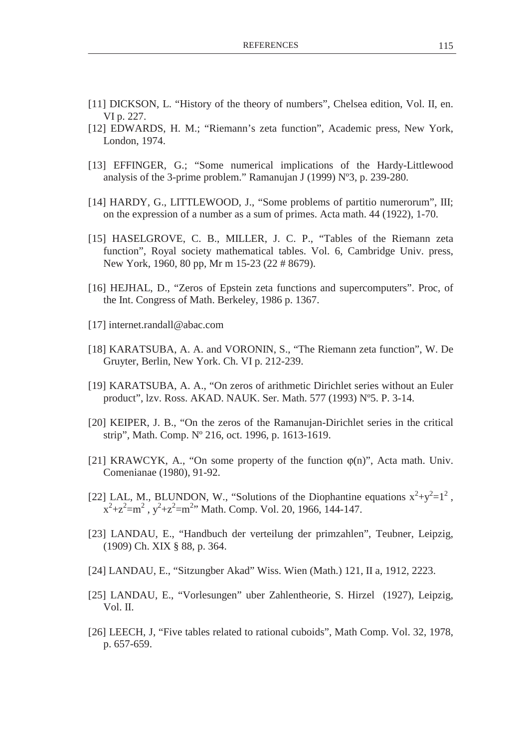[11] DICKSON, L. “History of the theory of numbers”, Chelsea edition, Vol. II, en. VI p. 227.

[12] EDWARDS, H. M.; “Riemann’s zeta function”, Academic press, New York, London, 1974.

[13] EFFINGER, G.; “Some numerical implications of the Hardy-Littlewood analysis of the 3-prime problem.” Ramanujan J (1999) Nº3, p. 239-280.

[14] HARDY, G., LITTLEWOOD, J., “Some problems of partitio numerorum”, III; on the expression of a number as a sum of primes. Acta math. 44 (1922), 1-70.

[15] HASELGROVE, C. B., MILLER, J. C. P., “Tables of the Riemann zeta function”, Royal society mathematical tables. Vol. 6, Cambridge Univ. press, New York, 1960, 80 pp, Mr m 15-23 (22 # 8679).

[16] HEJHAL, D., “Zeros of Epstein zeta functions and supercomputers”. Proc, of the Int. Congress of Math. Berkeley, 1986 p. 1367.

[17] internet.randall@abac.com

[18] KARATSUBA, A. A. and VORONIN, S., “The Riemann zeta function”, W. De Gruyter, Berlin, New York. Ch. VI p. 212-239.

[19] KARATSUBA, A. A., “On zeros of arithmetic Dirichlet series without an Euler product”, lzv. Ross. AKAD. NAUK. Ser. Math. 577 (1993) Nº5. P. 3-14.

[20] KEIPER, J. B., “On the zeros of the Ramanujan-Dirichlet series in the critical strip”, Math. Comp. Nº 216, oct. 1996, p. 1613-1619.

[21] KRAWCYK, A., “On some property of the function $\varphi(n)$”, Acta math. Univ. Comenianae (1980), 91-92.

[22] LAL, M., BLUNDON, W., “Solutions of the Diophantine equations $x^2+y^2=1^2$, $x^2+z^2=m^2$, $y^2+z^2=m^2$” Math. Comp. Vol. 20, 1966, 144-147.

[23] LANDAU, E., “Handbuch der verteilung der primzahlen”, Teubner, Leipzig, (1909) Ch. XIX § 88, p. 364.

[24] LANDAU, E., “Sitzungber Akad” Wiss. Wien (Math.) 121, II a, 1912, 2223.

[25] LANDAU, E., “Vorlesungen” uber Zahlentheorie, S. Hirzel (1927), Leipzig, Vol. II.

[26] LEECH, J, “Five tables related to rational cuboids”, Math Comp. Vol. 32, 1978, p. 657-659.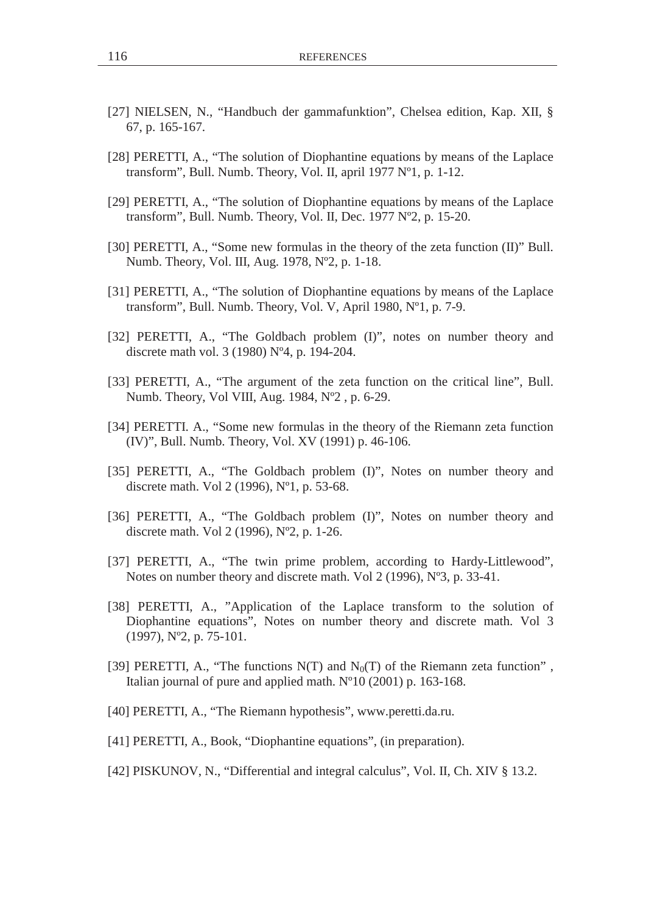[27] NIELSEN, N., “Handbuch der gammafunktion”, Chelsea edition, Kap. XII, § 67, p. 165-167.

[28] PERETTI, A., “The solution of Diophantine equations by means of the Laplace transform”, Bull. Numb. Theory, Vol. II, april 1977 Nº1, p. 1-12.

[29] PERETTI, A., “The solution of Diophantine equations by means of the Laplace transform”, Bull. Numb. Theory, Vol. II, Dec. 1977 Nº2, p. 15-20.

[30] PERETTI, A., “Some new formulas in the theory of the zeta function (II)” Bull. Numb. Theory, Vol. III, Aug. 1978, Nº2, p. 1-18.

[31] PERETTI, A., “The solution of Diophantine equations by means of the Laplace transform”, Bull. Numb. Theory, Vol. V, April 1980, Nº1, p. 7-9.

[32] PERETTI, A., “The Goldbach problem (I)”, notes on number theory and discrete math vol. 3 (1980) Nº4, p. 194-204.

[33] PERETTI, A., “The argument of the zeta function on the critical line”, Bull. Numb. Theory, Vol VIII, Aug. 1984, Nº2 , p. 6-29.

[34] PERETTI. A., “Some new formulas in the theory of the Riemann zeta function (IV)”, Bull. Numb. Theory, Vol. XV (1991) p. 46-106.

[35] PERETTI, A., “The Goldbach problem (I)”, Notes on number theory and discrete math. Vol 2 (1996), Nº1, p. 53-68.

[36] PERETTI, A., “The Goldbach problem (I)”, Notes on number theory and discrete math. Vol 2 (1996), Nº2, p. 1-26.

[37] PERETTI, A., “The twin prime problem, according to Hardy-Littlewood”, Notes on number theory and discrete math. Vol 2 (1996), Nº3, p. 33-41.

[38] PERETTI, A., ”Application of the Laplace transform to the solution of Diophantine equations”, Notes on number theory and discrete math. Vol 3 (1997), Nº2, p. 75-101.

[39] PERETTI, A., “The functions N(T) and $N_0$(T) of the Riemann zeta function” , Italian journal of pure and applied math. Nº10 (2001) p. 163-168.

[40] PERETTI, A., “The Riemann hypothesis”, www.peretti.da.ru.

[41] PERETTI, A., Book, “Diophantine equations”, (in preparation).

[42] PISKUNOV, N., “Differential and integral calculus”, Vol. II, Ch. XIV § 13.2.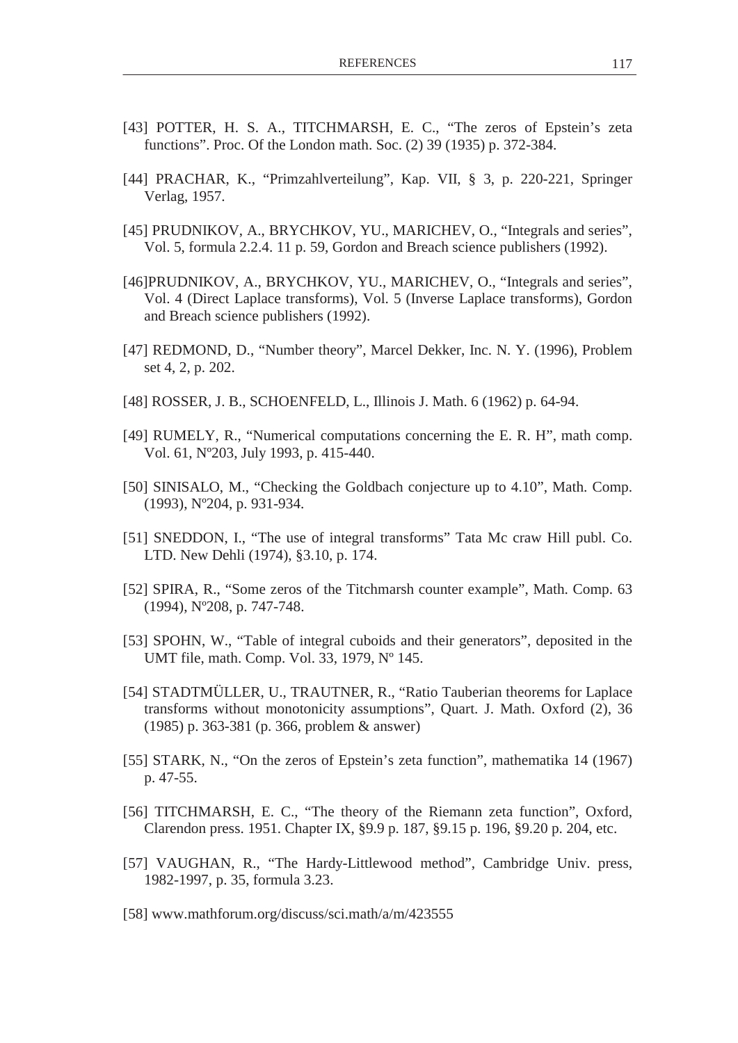[43] POTTER, H. S. A., TITCHMARSH, E. C., "The zeros of Epstein's zeta functions". Proc. Of the London math. Soc. (2) 39 (1935) p. 372-384.

[44] PRACHAR, K., "Primzahlverteilung", Kap. VII, § 3, p. 220-221, Springer Verlag, 1957.

[45] PRUDNIKOV, A., BRYCHKOV, YU., MARICHEV, O., "Integrals and series", Vol. 5, formula 2.2.4. 11 p. 59, Gordon and Breach science publishers (1992).

[46]PRUDNIKOV, A., BRYCHKOV, YU., MARICHEV, O., "Integrals and series", Vol. 4 (Direct Laplace transforms), Vol. 5 (Inverse Laplace transforms), Gordon and Breach science publishers (1992).

[47] REDMOND, D., "Number theory", Marcel Dekker, Inc. N. Y. (1996), Problem set 4, 2, p. 202.

[48] ROSSER, J. B., SCHOENFELD, L., Illinois J. Math. 6 (1962) p. 64-94.

[49] RUMELY, R., "Numerical computations concerning the E. R. H", math comp. Vol. 61, Nº203, July 1993, p. 415-440.

[50] SINISALO, M., "Checking the Goldbach conjecture up to 4.10", Math. Comp. (1993), Nº204, p. 931-934.

[51] SNEDDON, I., "The use of integral transforms" Tata Mc craw Hill publ. Co. LTD. New Dehli (1974), §3.10, p. 174.

[52] SPIRA, R., "Some zeros of the Titchmarsh counter example", Math. Comp. 63 (1994), Nº208, p. 747-748.

[53] SPOHN, W., "Table of integral cuboids and their generators", deposited in the UMT file, math. Comp. Vol. 33, 1979, Nº 145.

[54] STADTMÜLLER, U., TRAUTNER, R., "Ratio Tauberian theorems for Laplace transforms without monotonicity assumptions", Quart. J. Math. Oxford (2), 36 (1985) p. 363-381 (p. 366, problem & answer)

[55] STARK, N., "On the zeros of Epstein's zeta function", mathematika 14 (1967) p. 47-55.

[56] TITCHMARSH, E. C., "The theory of the Riemann zeta function", Oxford, Clarendon press. 1951. Chapter IX, §9.9 p. 187, §9.15 p. 196, §9.20 p. 204, etc.

[57] VAUGHAN, R., "The Hardy-Littlewood method", Cambridge Univ. press, 1982-1997, p. 35, formula 3.23.

[58] www.mathforum.org/discuss/sci.math/a/m/423555